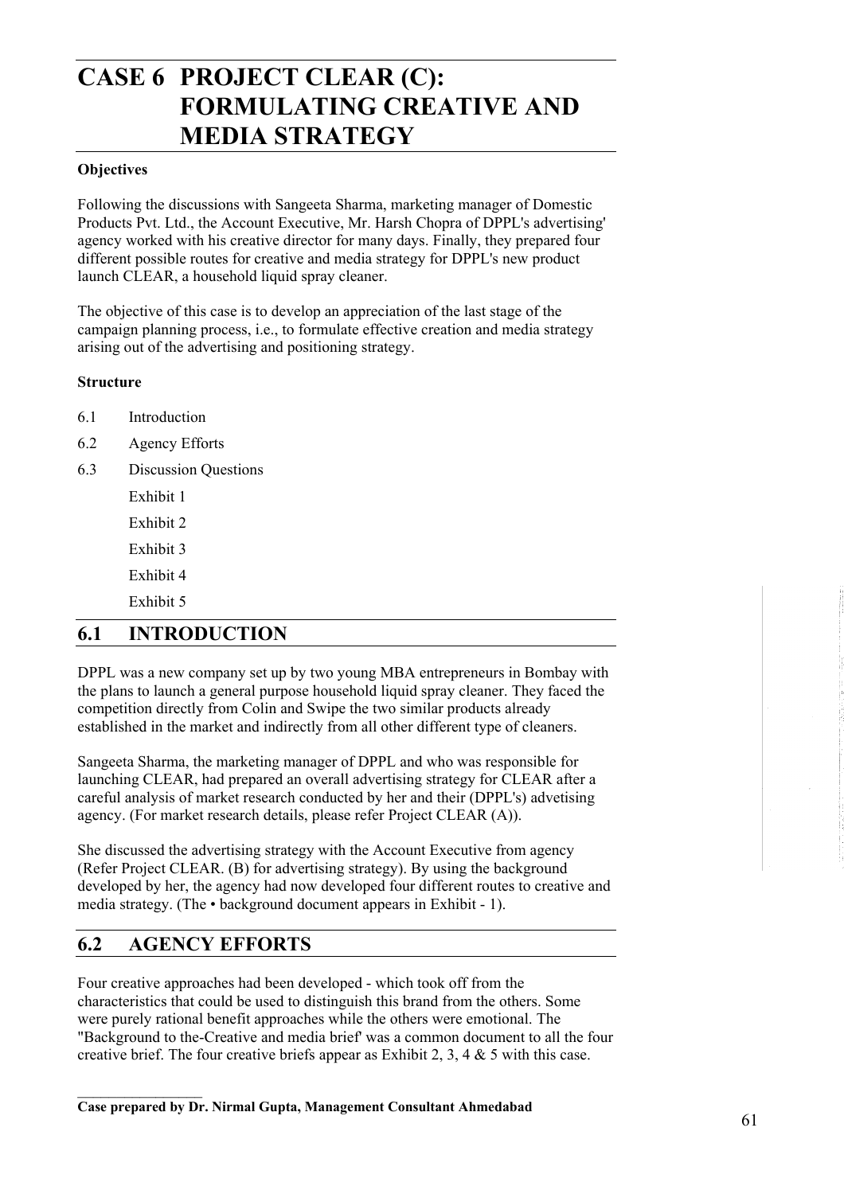# CASE 6 PROJECT CLEAR (C): FORMULATING CREATIVE AND MEDIA STRATEGY

**Objectives**

Following the discussions with Sangeeta Sharma, marketing manager of Domestic Products Pvt. Ltd., the Account Executive, Mr. Harsh Chopra of DPPL's advertising' agency worked with his creative director for many days. Finally, they prepared four different possible routes for creative and media strategy for DPPL's new product launch CLEAR, a household liquid spray cleaner.

The objective of this case is to develop an appreciation of the last stage of the campaign planning process, i.e., to formulate effective creation and media strategy arising out of the advertising and positioning strategy.

**Structure**

- 6.1 Introduction
- 6.2 Agency Efforts
- 6.3 Discussion Questions
  - Exhibit 1
  - Exhibit 2
  - Exhibit 3
  - Exhibit 4
  - Exhibit 5

## 6.1 INTRODUCTION

DPPL was a new company set up by two young MBA entrepreneurs in Bombay with the plans to launch a general purpose household liquid spray cleaner. They faced the competition directly from Colin and Swipe the two similar products already established in the market and indirectly from all other different type of cleaners.

Sangeeta Sharma, the marketing manager of DPPL and who was responsible for launching CLEAR, had prepared an overall advertising strategy for CLEAR after a careful analysis of market research conducted by her and their (DPPL's) advetising agency. (For market research details, please refer Project CLEAR (A)).

She discussed the advertising strategy with the Account Executive from agency (Refer Project CLEAR. (B) for advertising strategy). By using the background developed by her, the agency had now developed four different routes to creative and media strategy. (The • background document appears in Exhibit - 1).

## 6.2 AGENCY EFFORTS

Four creative approaches had been developed - which took off from the characteristics that could be used to distinguish this brand from the others. Some were purely rational benefit approaches while the others were emotional. The "Background to the-Creative and media brief' was a common document to all the four creative brief. The four creative briefs appear as Exhibit 2, 3, 4 & 5 with this case.

**Case prepared by Dr. Nirmal Gupta, Management Consultant Ahmedabad**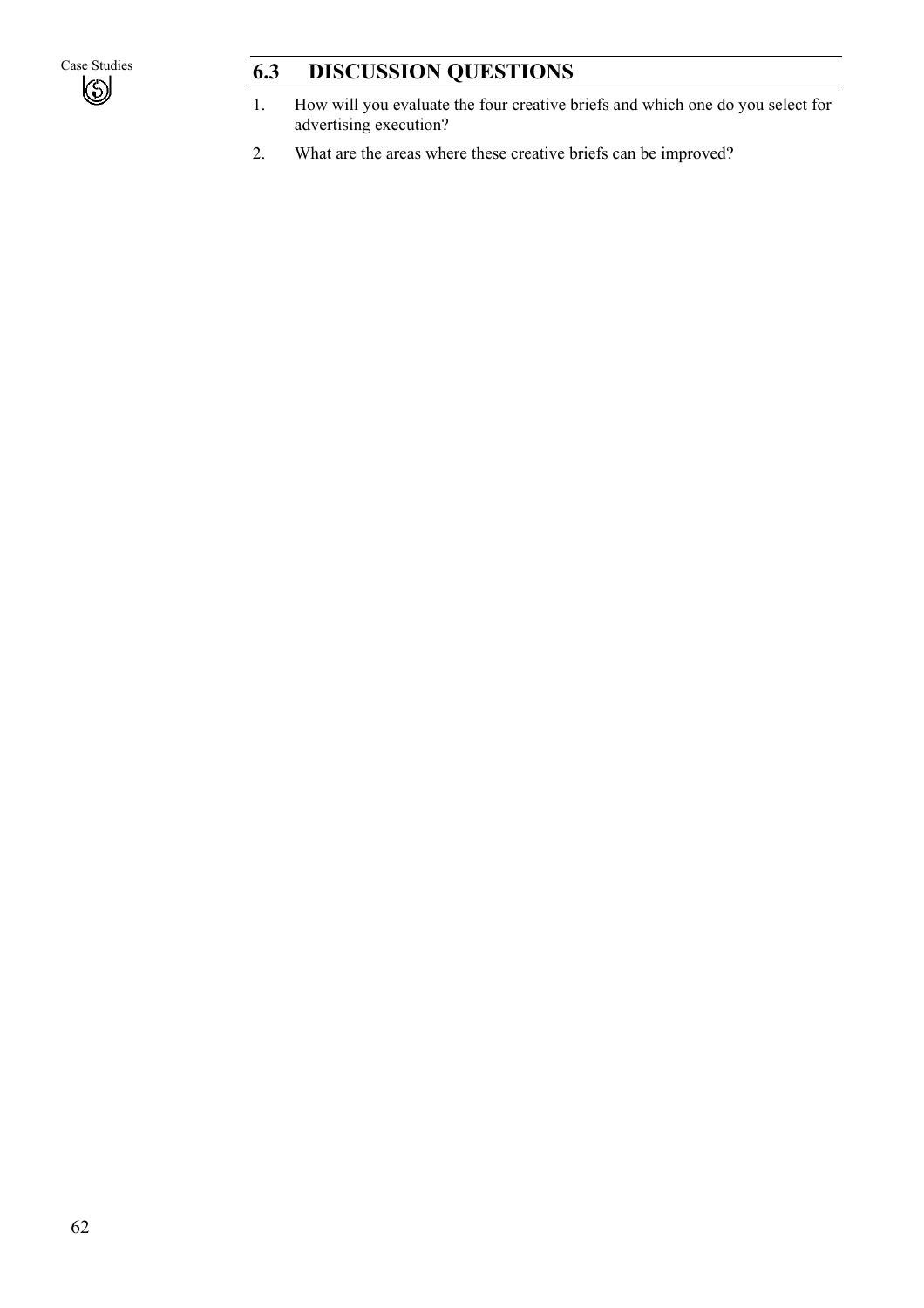## 6.3 DISCUSSION QUESTIONS

1. How will you evaluate the four creative briefs and which one do you select for advertising execution?
2. What are the areas where these creative briefs can be improved?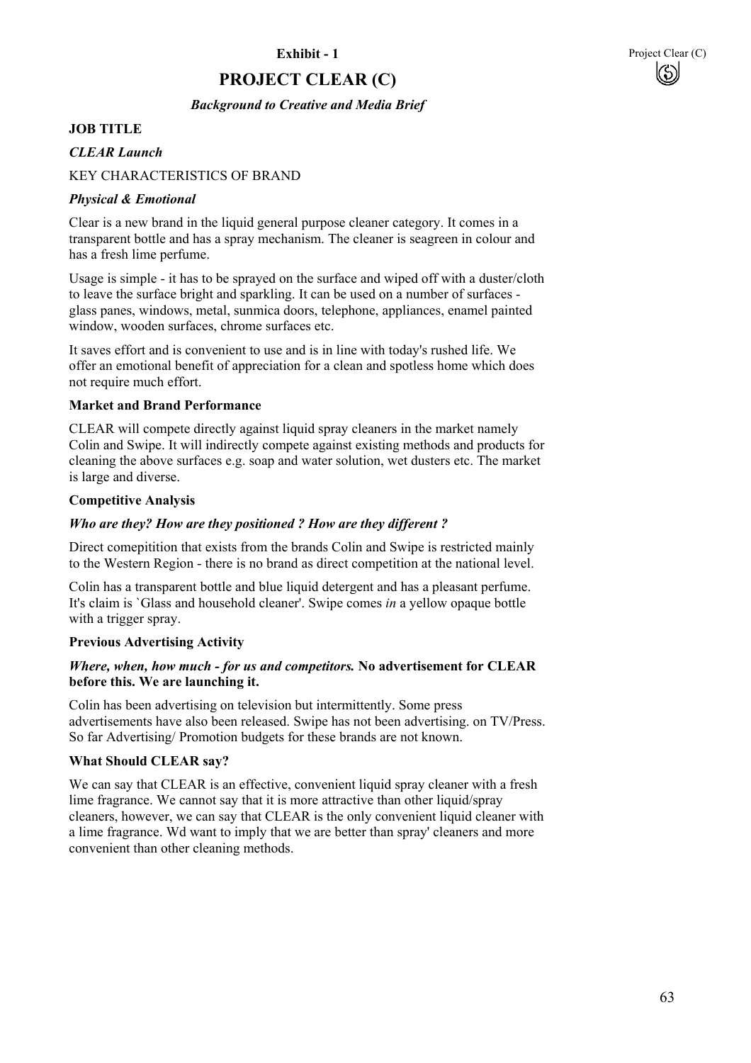**Exhibit - 1**

# PROJECT CLEAR (C)

***Background to Creative and Media Brief***

**JOB TITLE**

***CLEAR Launch***

KEY CHARACTERISTICS OF BRAND

***Physical & Emotional***

Clear is a new brand in the liquid general purpose cleaner category. It comes in a transparent bottle and has a spray mechanism. The cleaner is seagreen in colour and has a fresh lime perfume.

Usage is simple - it has to be sprayed on the surface and wiped off with a duster/cloth to leave the surface bright and sparkling. It can be used on a number of surfaces - glass panes, windows, metal, sunmica doors, telephone, appliances, enamel painted window, wooden surfaces, chrome surfaces etc.

It saves effort and is convenient to use and is in line with today's rushed life. We offer an emotional benefit of appreciation for a clean and spotless home which does not require much effort.

**Market and Brand Performance**

CLEAR will compete directly against liquid spray cleaners in the market namely Colin and Swipe. It will indirectly compete against existing methods and products for cleaning the above surfaces e.g. soap and water solution, wet dusters etc. The market is large and diverse.

**Competitive Analysis**

***Who are they? How are they positioned ? How are they different ?***

Direct comepitition that exists from the brands Colin and Swipe is restricted mainly to the Western Region - there is no brand as direct competition at the national level.

Colin has a transparent bottle and blue liquid detergent and has a pleasant perfume. It's claim is `Glass and household cleaner'. Swipe comes *in* a yellow opaque bottle with a trigger spray.

**Previous Advertising Activity**

***Where, when, how much - for us and competitors.*** **No advertisement for CLEAR before this. We are launching it.**

Colin has been advertising on television but intermittently. Some press advertisements have also been released. Swipe has not been advertising. on TV/Press. So far Advertising/ Promotion budgets for these brands are not known.

**What Should CLEAR say?**

We can say that CLEAR is an effective, convenient liquid spray cleaner with a fresh lime fragrance. We cannot say that it is more attractive than other liquid/spray cleaners, however, we can say that CLEAR is the only convenient liquid cleaner with a lime fragrance. Wd want to imply that we are better than spray' cleaners and more convenient than other cleaning methods.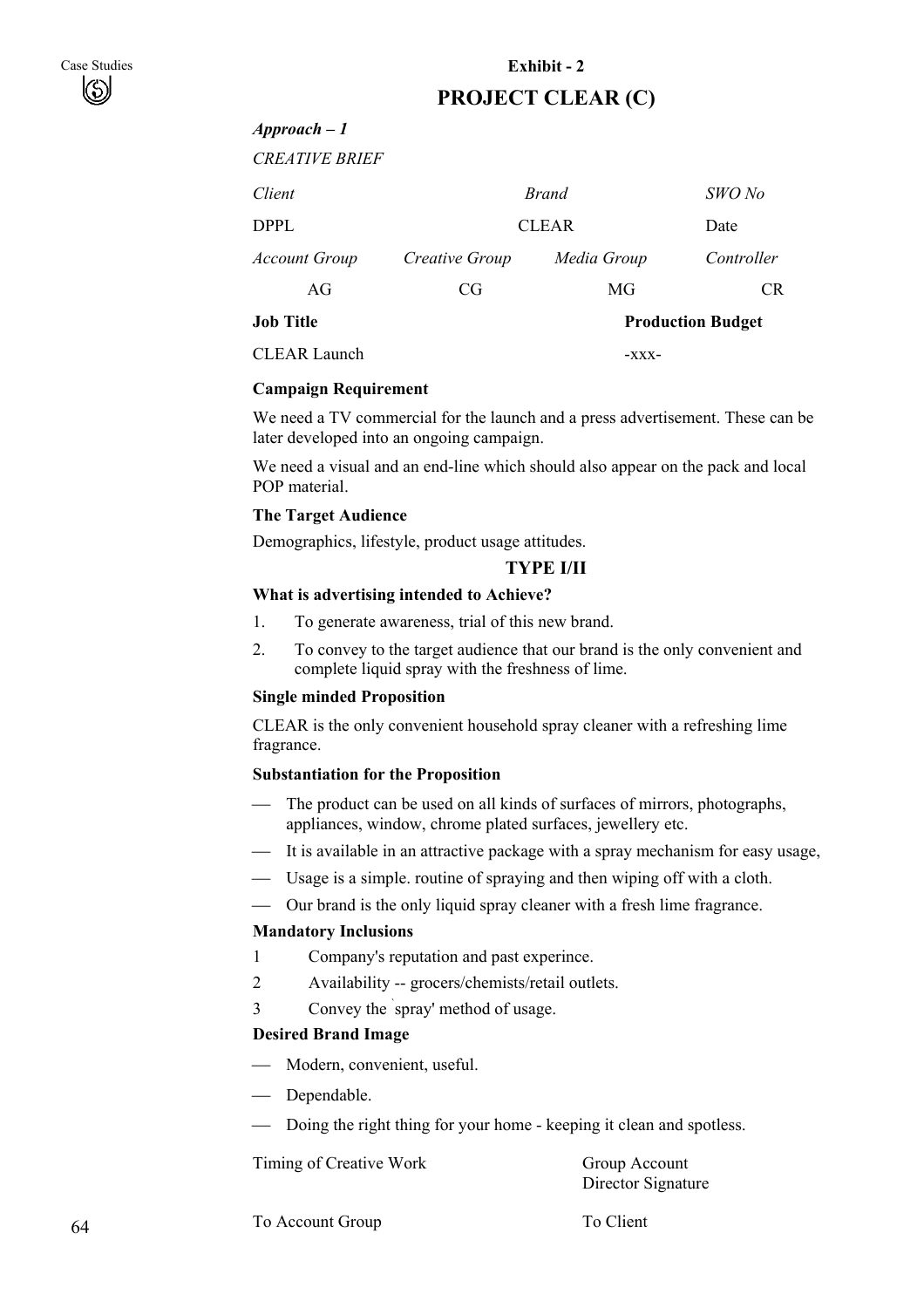**Exhibit - 2**

# PROJECT CLEAR (C)

***Approach – 1***

*CREATIVE BRIEF*

| *Client* | | *Brand* | *SWO No* |
|---|---|---|---|
| DPPL | | CLEAR | Date |
| *Account Group* | *Creative Group* | *Media Group* | *Controller* |
| AG | CG | MG | CR |

| | |
|---|---|
| **Job Title** | **Production Budget** |
| CLEAR Launch | -xxx- |

**Campaign Requirement**

We need a TV commercial for the launch and a press advertisement. These can be later developed into an ongoing campaign.

We need a visual and an end-line which should also appear on the pack and local POP material.

**The Target Audience**

Demographics, lifestyle, product usage attitudes.

**TYPE I/II**

**What is advertising intended to Achieve?**

1. To generate awareness, trial of this new brand.
2. To convey to the target audience that our brand is the only convenient and complete liquid spray with the freshness of lime.

**Single minded Proposition**

CLEAR is the only convenient household spray cleaner with a refreshing lime fragrance.

**Substantiation for the Proposition**

- The product can be used on all kinds of surfaces of mirrors, photographs, appliances, window, chrome plated surfaces, jewellery etc.
- It is available in an attractive package with a spray mechanism for easy usage,
- Usage is a simple. routine of spraying and then wiping off with a cloth.
- Our brand is the only liquid spray cleaner with a fresh lime fragrance.

**Mandatory Inclusions**

1. Company's reputation and past experince.
2. Availability -- grocers/chemists/retail outlets.
3. Convey the `spray' method of usage.

**Desired Brand Image**

- Modern, convenient, useful.
- Dependable.
- Doing the right thing for your home - keeping it clean and spotless.

| | |
|---|---|
| Timing of Creative Work | Group Account Director Signature |
| To Account Group | To Client |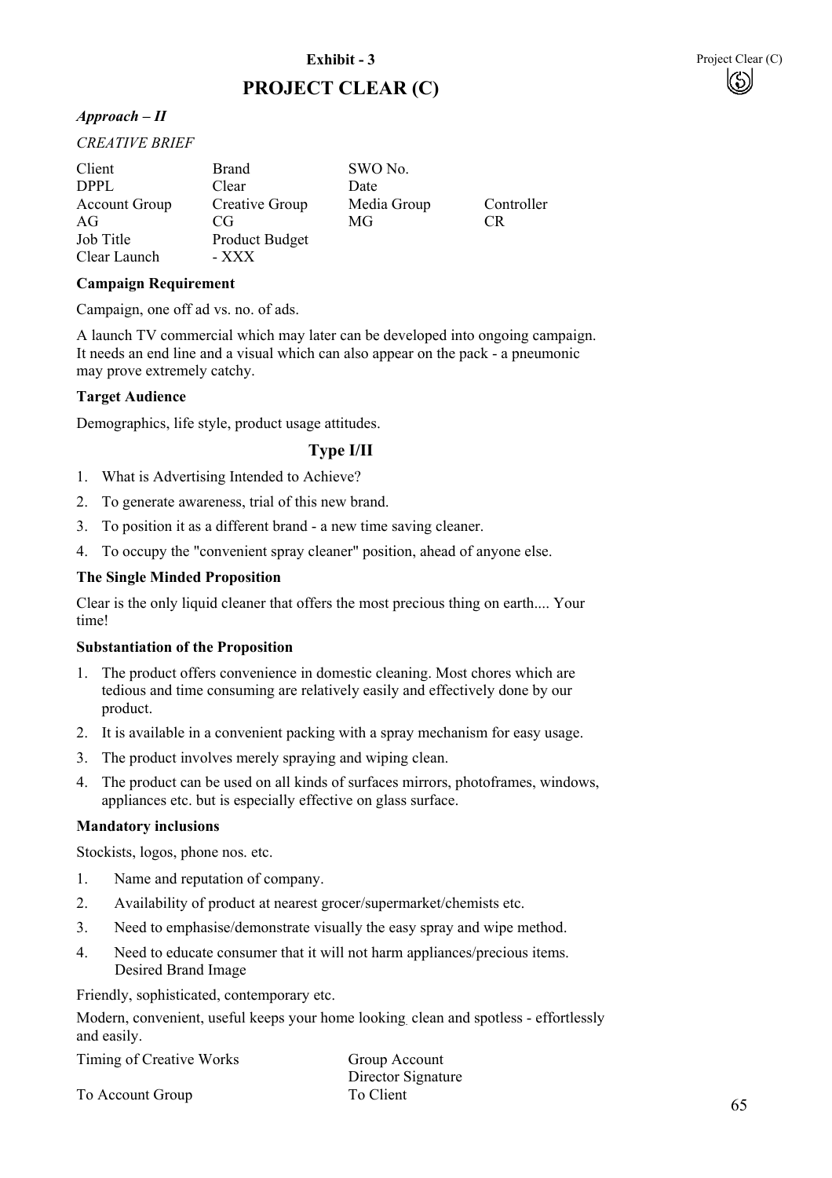**Exhibit - 3**

# PROJECT CLEAR (C)

***Approach – II***

*CREATIVE BRIEF*

| | | | |
|---|---|---|---|
| Client | Brand | SWO No. | |
| DPPL | Clear | Date | |
| Account Group | Creative Group | Media Group | Controller |
| AG | CG | MG | CR |
| Job Title | Product Budget | | |
| Clear Launch | - XXX | | |

**Campaign Requirement**

Campaign, one off ad vs. no. of ads.

A launch TV commercial which may later can be developed into ongoing campaign. It needs an end line and a visual which can also appear on the pack - a pneumonic may prove extremely catchy.

**Target Audience**

Demographics, life style, product usage attitudes.

### Type I/II

1. What is Advertising Intended to Achieve?
2. To generate awareness, trial of this new brand.
3. To position it as a different brand - a new time saving cleaner.
4. To occupy the "convenient spray cleaner" position, ahead of anyone else.

**The Single Minded Proposition**

Clear is the only liquid cleaner that offers the most precious thing on earth.... Your time!

**Substantiation of the Proposition**

1. The product offers convenience in domestic cleaning. Most chores which are tedious and time consuming are relatively easily and effectively done by our product.
2. It is available in a convenient packing with a spray mechanism for easy usage.
3. The product involves merely spraying and wiping clean.
4. The product can be used on all kinds of surfaces mirrors, photoframes, windows, appliances etc. but is especially effective on glass surface.

**Mandatory inclusions**

Stockists, logos, phone nos. etc.

1. Name and reputation of company.
2. Availability of product at nearest grocer/supermarket/chemists etc.
3. Need to emphasise/demonstrate visually the easy spray and wipe method.
4. Need to educate consumer that it will not harm appliances/precious items. Desired Brand Image

Friendly, sophisticated, contemporary etc.

Modern, convenient, useful keeps your home looking clean and spotless - effortlessly and easily.

| | |
|---|---|
| Timing of Creative Works | Group Account Director Signature |
| To Account Group | To Client |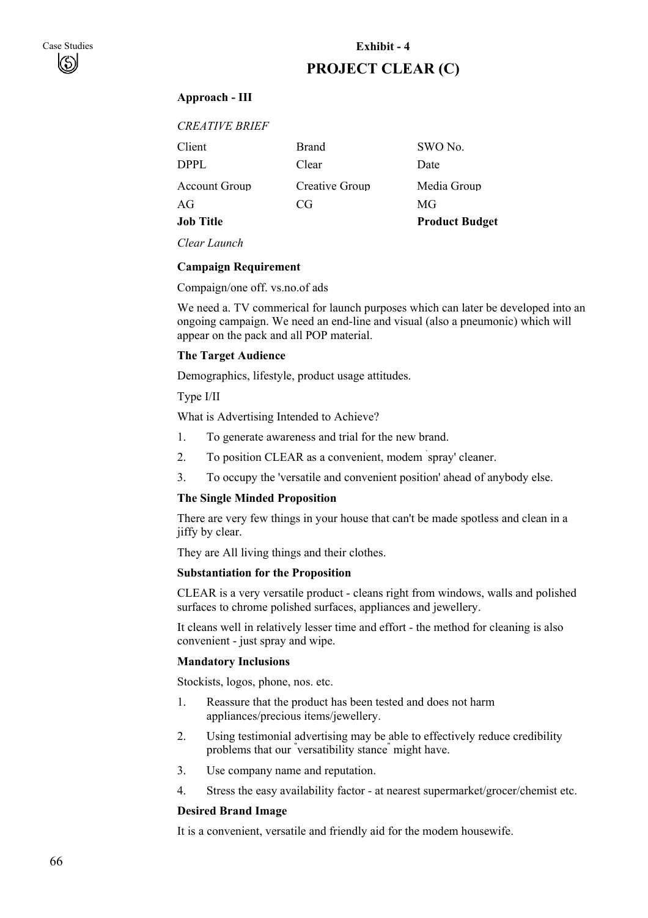**Exhibit - 4**

# PROJECT CLEAR (C)

**Approach - III**

*CREATIVE BRIEF*

| | | |
|---|---|---|
| Client | Brand | SWO No. |
| DPPL | Clear | Date |
| Account Group | Creative Group | Media Group |
| AG | CG | MG |
| **Job Title** | | **Product Budget** |
| *Clear Launch* | | |

**Campaign Requirement**

Compaign/one off. vs.no.of ads

We need a. TV commerical for launch purposes which can later be developed into an ongoing campaign. We need an end-line and visual (also a pneumonic) which will appear on the pack and all POP material.

**The Target Audience**

Demographics, lifestyle, product usage attitudes.

Type I/II

What is Advertising Intended to Achieve?

1. To generate awareness and trial for the new brand.
2. To position CLEAR as a convenient, modem 'spray' cleaner.
3. To occupy the 'versatile and convenient position' ahead of anybody else.

**The Single Minded Proposition**

There are very few things in your house that can't be made spotless and clean in a jiffy by clear.

They are All living things and their clothes.

**Substantiation for the Proposition**

CLEAR is a very versatile product - cleans right from windows, walls and polished surfaces to chrome polished surfaces, appliances and jewellery.

It cleans well in relatively lesser time and effort - the method for cleaning is also convenient - just spray and wipe.

**Mandatory Inclusions**

Stockists, logos, phone, nos. etc.

1. Reassure that the product has been tested and does not harm appliances/precious items/jewellery.
2. Using testimonial advertising may be able to effectively reduce credibility problems that our "versatibility stance" might have.
3. Use company name and reputation.
4. Stress the easy availability factor - at nearest supermarket/grocer/chemist etc.

**Desired Brand Image**

It is a convenient, versatile and friendly aid for the modem housewife.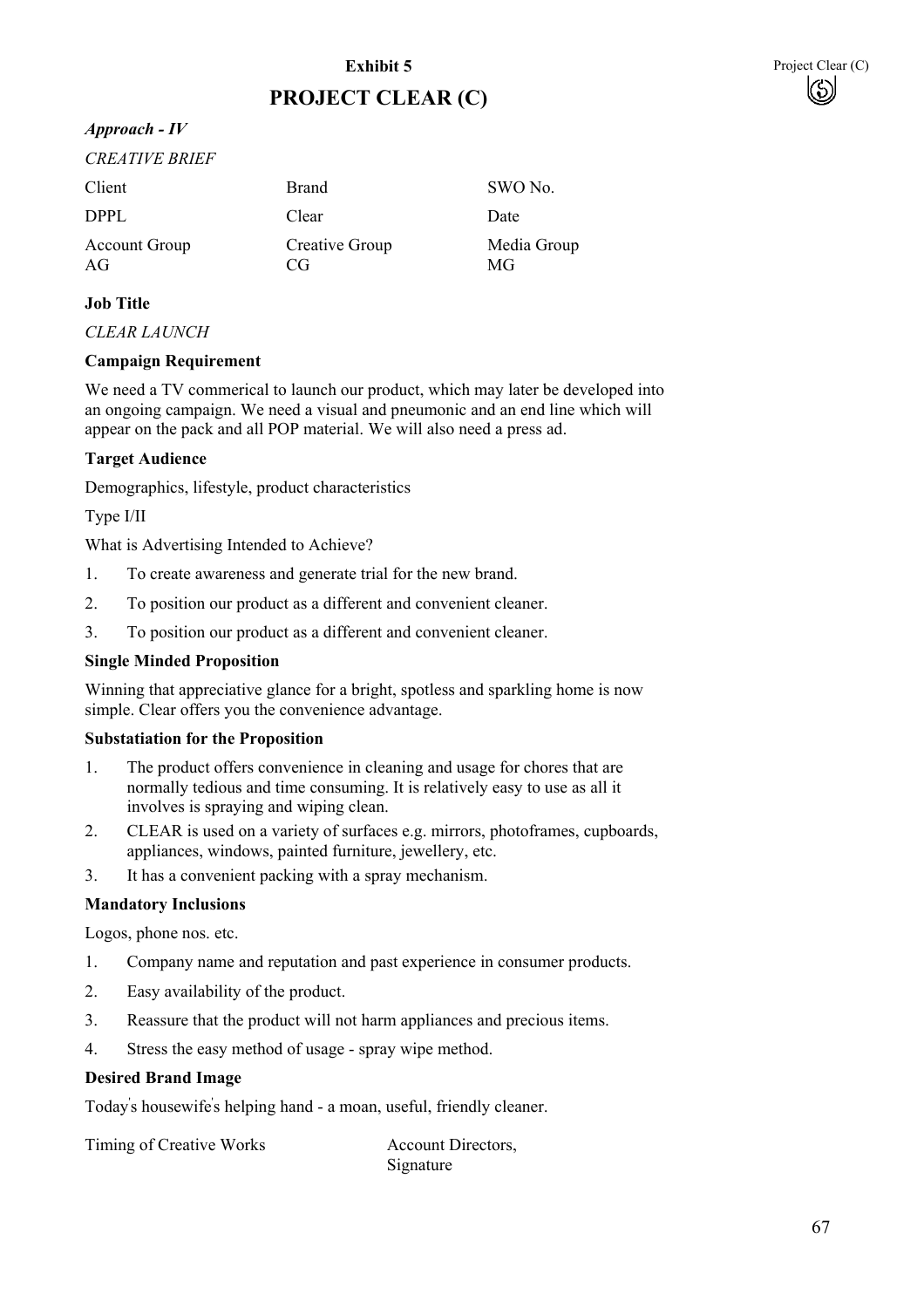**Exhibit 5**

# PROJECT CLEAR (C)

***Approach - IV***

*CREATIVE BRIEF*

| | | |
|---|---|---|
| Client | Brand | SWO No. |
| DPPL | Clear | Date |
| Account Group<br>AG | Creative Group<br>CG | Media Group<br>MG |

**Job Title**

*CLEAR LAUNCH*

**Campaign Requirement**

We need a TV commerical to launch our product, which may later be developed into an ongoing campaign. We need a visual and pneumonic and an end line which will appear on the pack and all POP material. We will also need a press ad.

**Target Audience**

Demographics, lifestyle, product characteristics

Type I/II

What is Advertising Intended to Achieve?

1. To create awareness and generate trial for the new brand.
2. To position our product as a different and convenient cleaner.
3. To position our product as a different and convenient cleaner.

**Single Minded Proposition**

Winning that appreciative glance for a bright, spotless and sparkling home is now simple. Clear offers you the convenience advantage.

**Substatiation for the Proposition**

1. The product offers convenience in cleaning and usage for chores that are normally tedious and time consuming. It is relatively easy to use as all it involves is spraying and wiping clean.
2. CLEAR is used on a variety of surfaces e.g. mirrors, photoframes, cupboards, appliances, windows, painted furniture, jewellery, etc.
3. It has a convenient packing with a spray mechanism.

**Mandatory Inclusions**

Logos, phone nos. etc.

1. Company name and reputation and past experience in consumer products.
2. Easy availability of the product.
3. Reassure that the product will not harm appliances and precious items.
4. Stress the easy method of usage - spray wipe method.

**Desired Brand Image**

Today's housewife's helping hand - a moan, useful, friendly cleaner.

Timing of Creative Works

Account Directors,
Signature